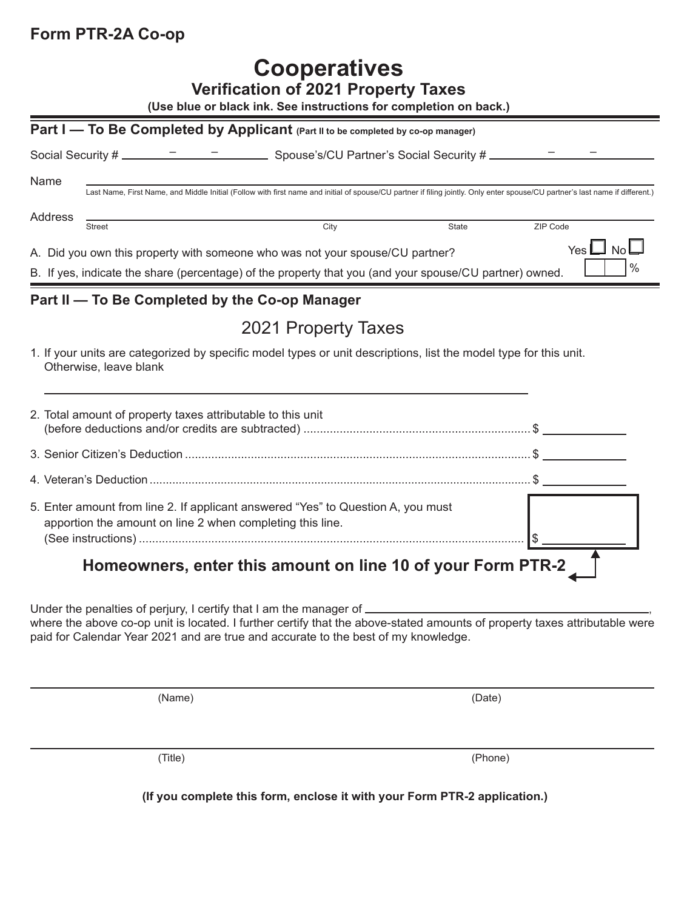**Form PTR-2A Co-op**

# Cooperatives

## Verification of 2021 Property Taxes

**(Use blue or black ink. See instructions for completion on back.)**

### Part I — To Be Completed by Applicant (Part II to be completed by co-op manager)

Social Security # ______ – ______ – ______ Spouse's/CU Partner's Social Security # ______ – ______ – ______

Name ____________________________________________

Last Name, First Name, and Middle Initial (Follow with first name and initial of spouse/CU partner if filing jointly. Only enter spouse/CU partner's last name if different.)

Address ____________________________________________

Street | City | State | ZIP Code

A. Did you own this property with someone who was not your spouse/CU partner? Yes ☐ No ☐

B. If yes, indicate the share (percentage) of the property that you (and your spouse/CU partner) owned. ______ %

### Part II — To Be Completed by the Co-op Manager

## 2021 Property Taxes

1. If your units are categorized by specific model types or unit descriptions, list the model type for this unit. Otherwise, leave blank

   ____________________________________________

2. Total amount of property taxes attributable to this unit (before deductions and/or credits are subtracted) .......... $ ______

3. Senior Citizen's Deduction .......... $ ______

4. Veteran's Deduction .......... $ ______

5. Enter amount from line 2. If applicant answered "Yes" to Question A, you must apportion the amount on line 2 when completing this line. (See instructions) .......... $ ______

**Homeowners, enter this amount on line 10 of your Form PTR-2**

Under the penalties of perjury, I certify that I am the manager of ____________________________________________, where the above co-op unit is located. I further certify that the above-stated amounts of property taxes attributable were paid for Calendar Year 2021 and are true and accurate to the best of my knowledge.

______________________________ ______________________________

(Name) (Date)

______________________________ ______________________________

(Title) (Phone)

**(If you complete this form, enclose it with your Form PTR-2 application.)**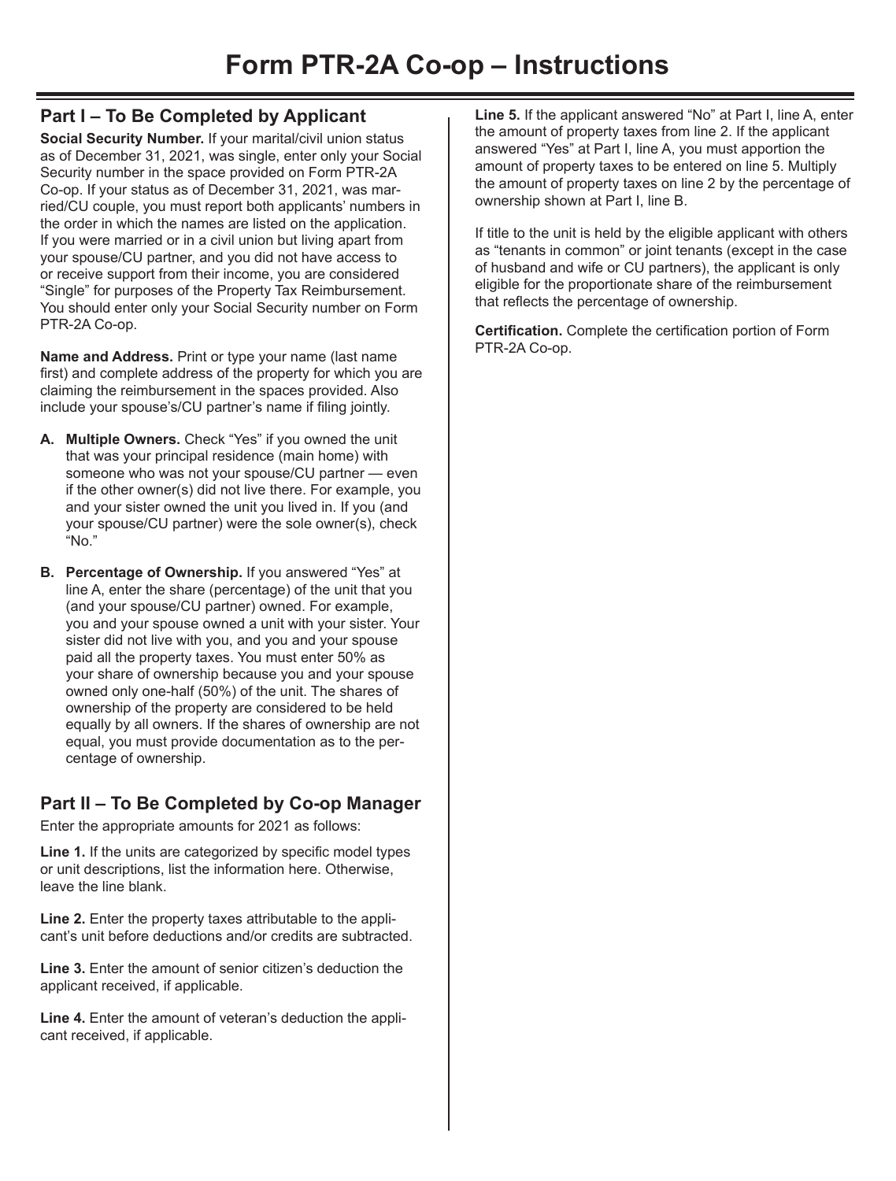# Form PTR-2A Co-op – Instructions

## Part I – To Be Completed by Applicant

**Social Security Number.** If your marital/civil union status as of December 31, 2021, was single, enter only your Social Security number in the space provided on Form PTR-2A Co-op. If your status as of December 31, 2021, was married/CU couple, you must report both applicants' numbers in the order in which the names are listed on the application. If you were married or in a civil union but living apart from your spouse/CU partner, and you did not have access to or receive support from their income, you are considered "Single" for purposes of the Property Tax Reimbursement. You should enter only your Social Security number on Form PTR-2A Co-op.

**Name and Address.** Print or type your name (last name first) and complete address of the property for which you are claiming the reimbursement in the spaces provided. Also include your spouse's/CU partner's name if filing jointly.

**A. Multiple Owners.** Check "Yes" if you owned the unit that was your principal residence (main home) with someone who was not your spouse/CU partner — even if the other owner(s) did not live there. For example, you and your sister owned the unit you lived in. If you (and your spouse/CU partner) were the sole owner(s), check "No."

**B. Percentage of Ownership.** If you answered "Yes" at line A, enter the share (percentage) of the unit that you (and your spouse/CU partner) owned. For example, you and your spouse owned a unit with your sister. Your sister did not live with you, and you and your spouse paid all the property taxes. You must enter 50% as your share of ownership because you and your spouse owned only one-half (50%) of the unit. The shares of ownership of the property are considered to be held equally by all owners. If the shares of ownership are not equal, you must provide documentation as to the percentage of ownership.

## Part II – To Be Completed by Co-op Manager

Enter the appropriate amounts for 2021 as follows:

**Line 1.** If the units are categorized by specific model types or unit descriptions, list the information here. Otherwise, leave the line blank.

**Line 2.** Enter the property taxes attributable to the applicant's unit before deductions and/or credits are subtracted.

**Line 3.** Enter the amount of senior citizen's deduction the applicant received, if applicable.

**Line 4.** Enter the amount of veteran's deduction the applicant received, if applicable.

**Line 5.** If the applicant answered "No" at Part I, line A, enter the amount of property taxes from line 2. If the applicant answered "Yes" at Part I, line A, you must apportion the amount of property taxes to be entered on line 5. Multiply the amount of property taxes on line 2 by the percentage of ownership shown at Part I, line B.

If title to the unit is held by the eligible applicant with others as "tenants in common" or joint tenants (except in the case of husband and wife or CU partners), the applicant is only eligible for the proportionate share of the reimbursement that reflects the percentage of ownership.

**Certification.** Complete the certification portion of Form PTR-2A Co-op.